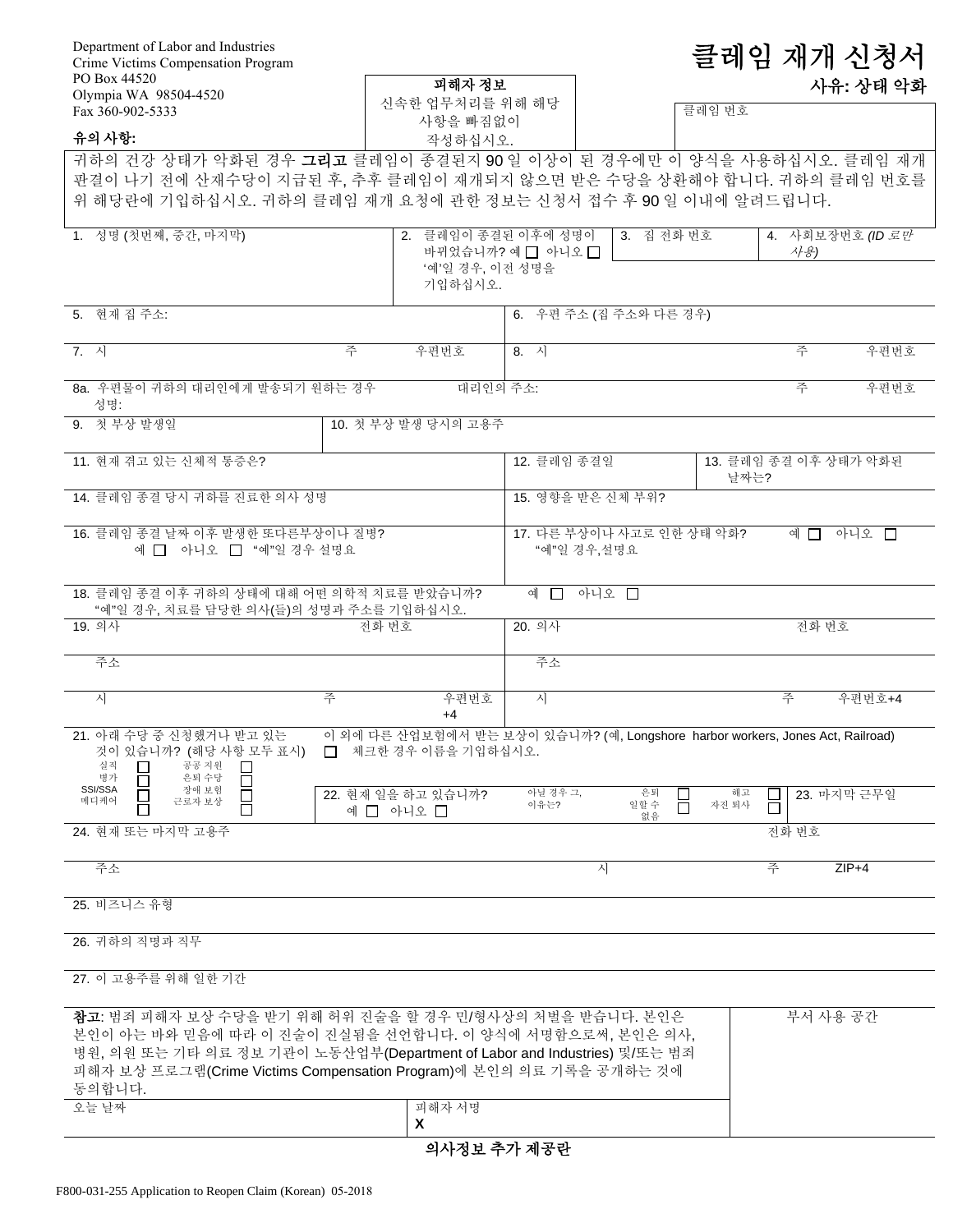Department of Labor and Industries
Crime Victims Compensation Program
PO Box 44520
Olympia WA 98504-4520
Fax 360-902-5333

# 클레임 재개 신청서

## 사유: 상태 악화

**피해자 정보**
신속한 업무처리를 위해 해당 사항을 빠짐없이 작성하십시오.

클레임 번호

**유의 사항:**

귀하의 건강 상태가 악화된 경우 **그리고** 클레임이 종결된지 90 일 이상이 된 경우에만 이 양식을 사용하십시오. 클레임 재개 판결이 나기 전에 산재수당이 지급된 후, 추후 클레임이 재개되지 않으면 받은 수당을 상환해야 합니다. 귀하의 클레임 번호를 위 해당란에 기입하십시오. 귀하의 클레임 재개 요청에 관한 정보는 신청서 접수 후 90 일 이내에 알려드립니다.

| 1. 성명 (첫번째, 중간, 마지막) | 2. 클레임이 종결된 이후에 성명이 바뀌었습니까? 예 ☐ 아니오 ☐ '예'일 경우, 이전 성명을 기입하십시오. | 3. 집 전화 번호 | 4. 사회보장번호 *(ID 로만 사용)* |
|---|---|---|---|

| 5. 현재 집 주소: | | | 6. 우편 주소 (집 주소와 다른 경우) | | |
|---|---|---|---|---|---|
| 7. 시 | 주 | 우편번호 | 8. 시 | 주 | 우편번호 |
| 8a. 우편물이 귀하의 대리인에게 발송되기 원하는 경우 성명: | | | 대리인의 주소: | 주 | 우편번호 |

| 9. 첫 부상 발생일 | 10. 첫 부상 발생 당시의 고용주 |
|---|---|

| 11. 현재 겪고 있는 신체적 통증은? | 12. 클레임 종결일 | 13. 클레임 종결 이후 상태가 악화된 날짜는? |
|---|---|---|
| 14. 클레임 종결 당시 귀하를 진료한 의사 성명 | 15. 영향을 받은 신체 부위? | |
| 16. 클레임 종결 날짜 이후 발생한 또다른부상이나 질병? 예 ☐ 아니오 ☐ "예"일 경우 설명요 | 17. 다른 부상이나 사고로 인한 상태 악화? 예 ☐ 아니오 ☐ "예"일 경우,설명요 | |

18. 클레임 종결 이후 귀하의 상태에 대해 어떤 의학적 치료를 받았습니까? 예 ☐ 아니오 ☐
"예"일 경우, 치료를 담당한 의사(들)의 성명과 주소를 기입하십시오.

| 19. 의사 | | 전화 번호 | 20. 의사 | | 전화 번호 |
|---|---|---|---|---|---|
| 주소 | | | 주소 | | |
| 시 | 주 | 우편번호 +4 | 시 | 주 | 우편번호+4 |

21. 아래 수당 중 신청했거나 받고 있는 것이 있습니까? (해당 사항 모두 표시)
- 실직 ☐
- 병가 ☐
- SSI/SSA ☐
- 메디케어 ☐
- 공공 지원 ☐
- 은퇴 수당 ☐
- 장애 보험 ☐
- 근로자 보상 ☐

이 외에 다른 산업보험에서 받는 보상이 있습니까? (예, Longshore harbor workers, Jones Act, Railroad)
☐ 체크한 경우 이름을 기입하십시오.

| 22. 현재 일을 하고 있습니까? 예 ☐ 아니오 ☐ | 아닐 경우 그, 이유는? 은퇴 ☐ 일할 수 없음 ☐ 해고 ☐ 자진 퇴사 ☐ | 23. 마지막 근무일 |
|---|---|---|

| 24. 현재 또는 마지막 고용주 | | | 전화 번호 |
|---|---|---|---|
| 주소 | 시 | 주 | ZIP+4 |

25. 비즈니스 유형

26. 귀하의 직명과 직무

27. 이 고용주를 위해 일한 기간

**참고**: 범죄 피해자 보상 수당을 받기 위해 허위 진술을 할 경우 민/형사상의 처벌을 받습니다. 본인은 본인이 아는 바와 믿음에 따라 이 진술이 진실됨을 선언합니다. 이 양식에 서명함으로써, 본인은 의사, 병원, 의원 또는 기타 의료 정보 기관이 노동산업부(Department of Labor and Industries) 및/또는 범죄 피해자 보상 프로그램(Crime Victims Compensation Program)에 본인의 의료 기록을 공개하는 것에 동의합니다.

부서 사용 공간

| 오늘 날짜 | 피해자 서명 X |
|---|---|

**의사정보 추가 제공란**

F800-031-255 Application to Reopen Claim (Korean) 05-2018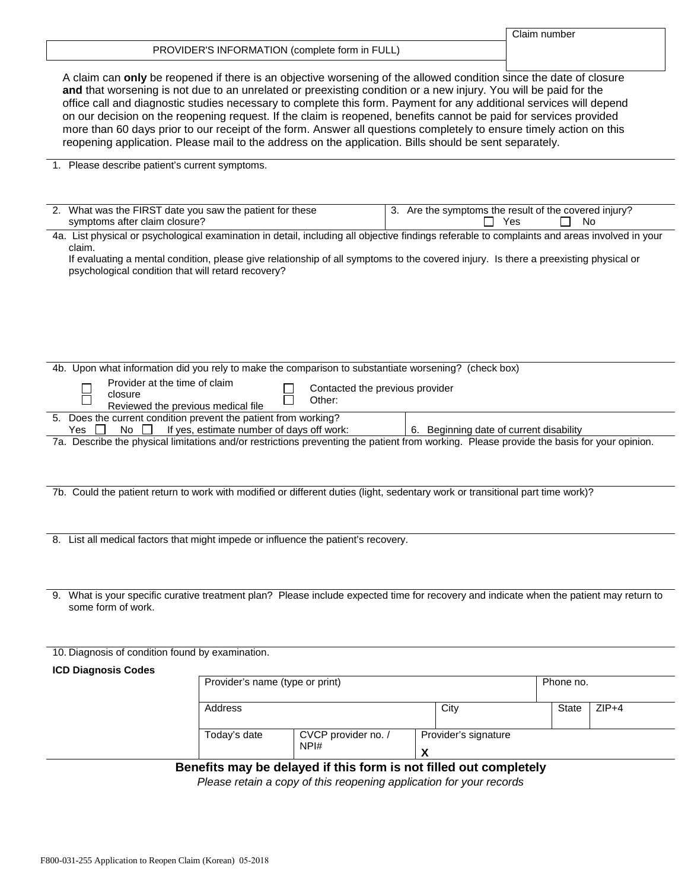| | |
|---|---|
| PROVIDER'S INFORMATION (complete form in FULL) | Claim number |

A claim can **only** be reopened if there is an objective worsening of the allowed condition since the date of closure **and** that worsening is not due to an unrelated or preexisting condition or a new injury. You will be paid for the office call and diagnostic studies necessary to complete this form. Payment for any additional services will depend on our decision on the reopening request. If the claim is reopened, benefits cannot be paid for services provided more than 60 days prior to our receipt of the form. Answer all questions completely to ensure timely action on this reopening application. Please mail to the address on the application. Bills should be sent separately.

1. Please describe patient's current symptoms.

| | |
|---|---|
| 2. What was the FIRST date you saw the patient for these symptoms after claim closure? | 3. Are the symptoms the result of the covered injury? ☐ Yes ☐ No |

4a. List physical or psychological examination in detail, including all objective findings referable to complaints and areas involved in your claim.
If evaluating a mental condition, please give relationship of all symptoms to the covered injury. Is there a preexisting physical or psychological condition that will retard recovery?

4b. Upon what information did you rely to make the comparison to substantiate worsening? (check box)

☐ Provider at the time of claim closure
☐ Reviewed the previous medical file
☐ Contacted the previous provider
☐ Other:

| | |
|---|---|
| 5. Does the current condition prevent the patient from working? Yes ☐ No ☐ If yes, estimate number of days off work: | 6. Beginning date of current disability |

7a. Describe the physical limitations and/or restrictions preventing the patient from working. Please provide the basis for your opinion.

7b. Could the patient return to work with modified or different duties (light, sedentary work or transitional part time work)?

8. List all medical factors that might impede or influence the patient's recovery.

9. What is your specific curative treatment plan? Please include expected time for recovery and indicate when the patient may return to some form of work.

10. Diagnosis of condition found by examination.

**ICD Diagnosis Codes**

| | | | | |
|---|---|---|---|---|
| Provider's name (type or print) | | | Phone no. | |
| Address | | City | State | ZIP+4 |
| Today's date | CVCP provider no. / NPI# | Provider's signature X | | |

**Benefits may be delayed if this form is not filled out completely**

*Please retain a copy of this reopening application for your records*

F800-031-255 Application to Reopen Claim (Korean) 05-2018